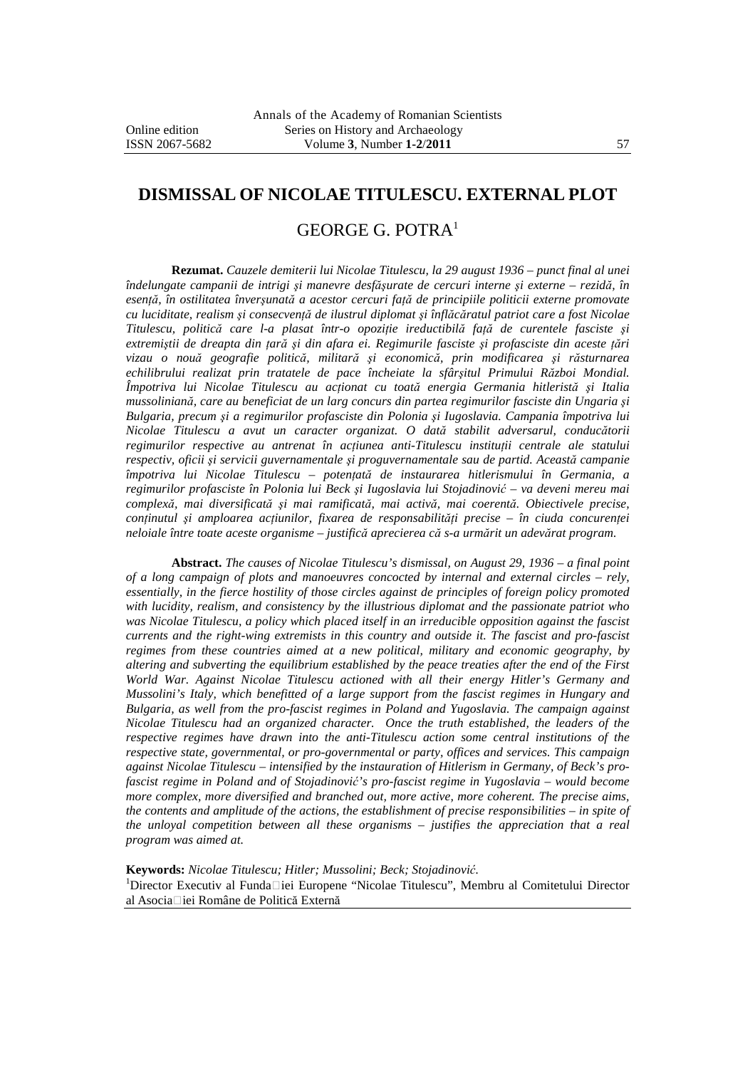# DISMISSAL OF NICOLAE TITULESCU. EXTERNAL PLOT

## GEORGE G. POTRA[1]

**Rezumat.** *Cauzele demiterii lui Nicolae Titulescu, la 29 august 1936 – punct final al unei îndelungate campanii de intrigi şi manevre desfăşurate de cercuri interne şi externe – rezidă, în esenţă, în ostilitatea înverşunată a acestor cercuri faţă de principiile politicii externe promovate cu luciditate, realism şi consecvenţă de ilustrul diplomat şi înflăcăratul patriot care a fost Nicolae Titulescu, politică care l-a plasat într-o opoziţie ireductibilă faţă de curentele fasciste şi extremiştii de dreapta din ţară şi din afara ei. Regimurile fasciste şi profasciste din aceste ţări vizau o nouă geografie politică, militară şi economică, prin modificarea şi răsturnarea echilibrului realizat prin tratatele de pace încheiate la sfârşitul Primului Război Mondial. Împotriva lui Nicolae Titulescu au acţionat cu toată energia Germania hitleristă şi Italia mussoliniană, care au beneficiat de un larg concurs din partea regimurilor fasciste din Ungaria şi Bulgaria, precum şi a regimurilor profasciste din Polonia şi Iugoslavia. Campania împotriva lui Nicolae Titulescu a avut un caracter organizat. O dată stabilit adversarul, conducătorii regimurilor respective au antrenat în acţiunea anti-Titulescu instituţii centrale ale statului respectiv, oficii şi servicii guvernamentale şi proguvernamentale sau de partid. Această campanie împotriva lui Nicolae Titulescu – potenţată de instaurarea hitlerismului în Germania, a regimurilor profasciste în Polonia lui Beck şi Iugoslavia lui Stojadinović – va deveni mereu mai complexă, mai diversificată şi mai ramificată, mai activă, mai coerentă. Obiectivele precise, conţinutul şi amploarea acţiunilor, fixarea de responsabilităţi precise – în ciuda concurenţei neloiale între toate aceste organisme – justifică aprecierea că s-a urmărit un adevărat program.*

**Abstract.** *The causes of Nicolae Titulescu's dismissal, on August 29, 1936 – a final point of a long campaign of plots and manoeuvres concocted by internal and external circles – rely, essentially, in the fierce hostility of those circles against de principles of foreign policy promoted with lucidity, realism, and consistency by the illustrious diplomat and the passionate patriot who was Nicolae Titulescu, a policy which placed itself in an irreducible opposition against the fascist currents and the right-wing extremists in this country and outside it. The fascist and pro-fascist regimes from these countries aimed at a new political, military and economic geography, by altering and subverting the equilibrium established by the peace treaties after the end of the First World War. Against Nicolae Titulescu actioned with all their energy Hitler's Germany and Mussolini's Italy, which benefitted of a large support from the fascist regimes in Hungary and Bulgaria, as well from the pro-fascist regimes in Poland and Yugoslavia. The campaign against Nicolae Titulescu had an organized character. Once the truth established, the leaders of the respective regimes have drawn into the anti-Titulescu action some central institutions of the respective state, governmental, or pro-governmental or party, offices and services. This campaign against Nicolae Titulescu – intensified by the instauration of Hitlerism in Germany, of Beck's pro-fascist regime in Poland and of Stojadinović's pro-fascist regime in Yugoslavia – would become more complex, more diversified and branched out, more active, more coherent. The precise aims, the contents and amplitude of the actions, the establishment of precise responsibilities – in spite of the unloyal competition between all these organisms – justifies the appreciation that a real program was aimed at.*

**Keywords:** *Nicolae Titulescu; Hitler; Mussolini; Beck; Stojadinović.*

[1]Director Executiv al Fundaţiei Europene "Nicolae Titulescu", Membru al Comitetului Director al Asociaţiei Române de Politică Externă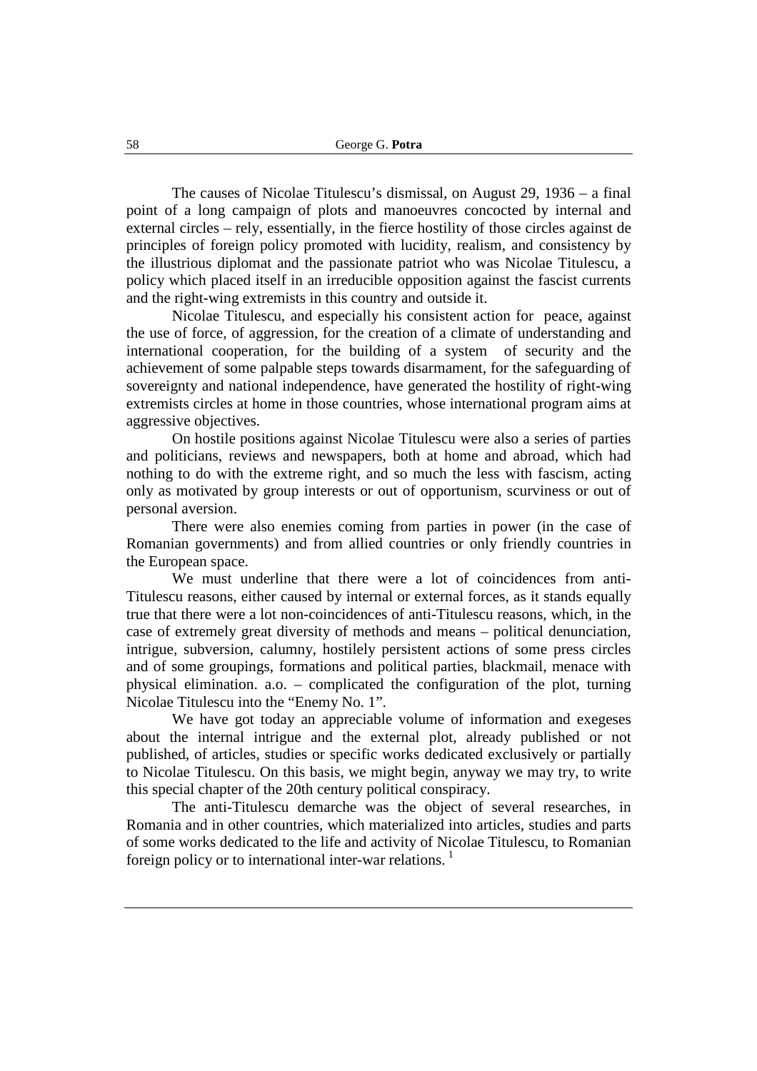The causes of Nicolae Titulescu's dismissal, on August 29, 1936 – a final point of a long campaign of plots and manoeuvres concocted by internal and external circles – rely, essentially, in the fierce hostility of those circles against de principles of foreign policy promoted with lucidity, realism, and consistency by the illustrious diplomat and the passionate patriot who was Nicolae Titulescu, a policy which placed itself in an irreducible opposition against the fascist currents and the right-wing extremists in this country and outside it.

Nicolae Titulescu, and especially his consistent action for peace, against the use of force, of aggression, for the creation of a climate of understanding and international cooperation, for the building of a system of security and the achievement of some palpable steps towards disarmament, for the safeguarding of sovereignty and national independence, have generated the hostility of right-wing extremists circles at home in those countries, whose international program aims at aggressive objectives.

On hostile positions against Nicolae Titulescu were also a series of parties and politicians, reviews and newspapers, both at home and abroad, which had nothing to do with the extreme right, and so much the less with fascism, acting only as motivated by group interests or out of opportunism, scurviness or out of personal aversion.

There were also enemies coming from parties in power (in the case of Romanian governments) and from allied countries or only friendly countries in the European space.

We must underline that there were a lot of coincidences from anti-Titulescu reasons, either caused by internal or external forces, as it stands equally true that there were a lot non-coincidences of anti-Titulescu reasons, which, in the case of extremely great diversity of methods and means – political denunciation, intrigue, subversion, calumny, hostilely persistent actions of some press circles and of some groupings, formations and political parties, blackmail, menace with physical elimination. a.o. – complicated the configuration of the plot, turning Nicolae Titulescu into the "Enemy No. 1".

We have got today an appreciable volume of information and exegeses about the internal intrigue and the external plot, already published or not published, of articles, studies or specific works dedicated exclusively or partially to Nicolae Titulescu. On this basis, we might begin, anyway we may try, to write this special chapter of the 20th century political conspiracy.

The anti-Titulescu demarche was the object of several researches, in Romania and in other countries, which materialized into articles, studies and parts of some works dedicated to the life and activity of Nicolae Titulescu, to Romanian foreign policy or to international inter-war relations. [1]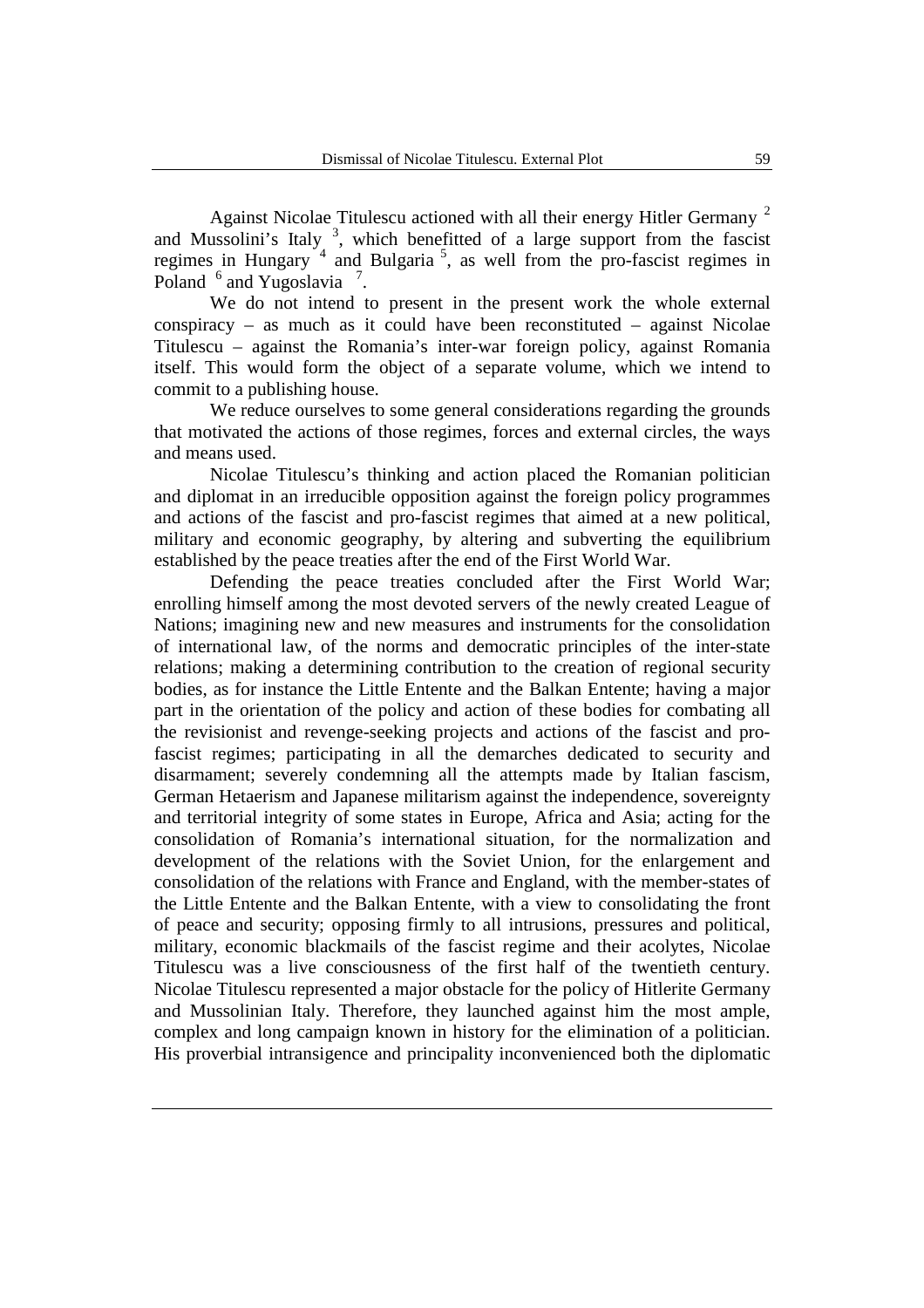Against Nicolae Titulescu actioned with all their energy Hitler Germany [2] and Mussolini's Italy [3], which benefitted of a large support from the fascist regimes in Hungary [4] and Bulgaria [5], as well from the pro-fascist regimes in Poland [6] and Yugoslavia [7].

We do not intend to present in the present work the whole external conspiracy – as much as it could have been reconstituted – against Nicolae Titulescu – against the Romania's inter-war foreign policy, against Romania itself. This would form the object of a separate volume, which we intend to commit to a publishing house.

We reduce ourselves to some general considerations regarding the grounds that motivated the actions of those regimes, forces and external circles, the ways and means used.

Nicolae Titulescu's thinking and action placed the Romanian politician and diplomat in an irreducible opposition against the foreign policy programmes and actions of the fascist and pro-fascist regimes that aimed at a new political, military and economic geography, by altering and subverting the equilibrium established by the peace treaties after the end of the First World War.

Defending the peace treaties concluded after the First World War; enrolling himself among the most devoted servers of the newly created League of Nations; imagining new and new measures and instruments for the consolidation of international law, of the norms and democratic principles of the inter-state relations; making a determining contribution to the creation of regional security bodies, as for instance the Little Entente and the Balkan Entente; having a major part in the orientation of the policy and action of these bodies for combating all the revisionist and revenge-seeking projects and actions of the fascist and pro-fascist regimes; participating in all the demarches dedicated to security and disarmament; severely condemning all the attempts made by Italian fascism, German Hetaerism and Japanese militarism against the independence, sovereignty and territorial integrity of some states in Europe, Africa and Asia; acting for the consolidation of Romania's international situation, for the normalization and development of the relations with the Soviet Union, for the enlargement and consolidation of the relations with France and England, with the member-states of the Little Entente and the Balkan Entente, with a view to consolidating the front of peace and security; opposing firmly to all intrusions, pressures and political, military, economic blackmails of the fascist regime and their acolytes, Nicolae Titulescu was a live consciousness of the first half of the twentieth century. Nicolae Titulescu represented a major obstacle for the policy of Hitlerite Germany and Mussolinian Italy. Therefore, they launched against him the most ample, complex and long campaign known in history for the elimination of a politician. His proverbial intransigence and principality inconvenienced both the diplomatic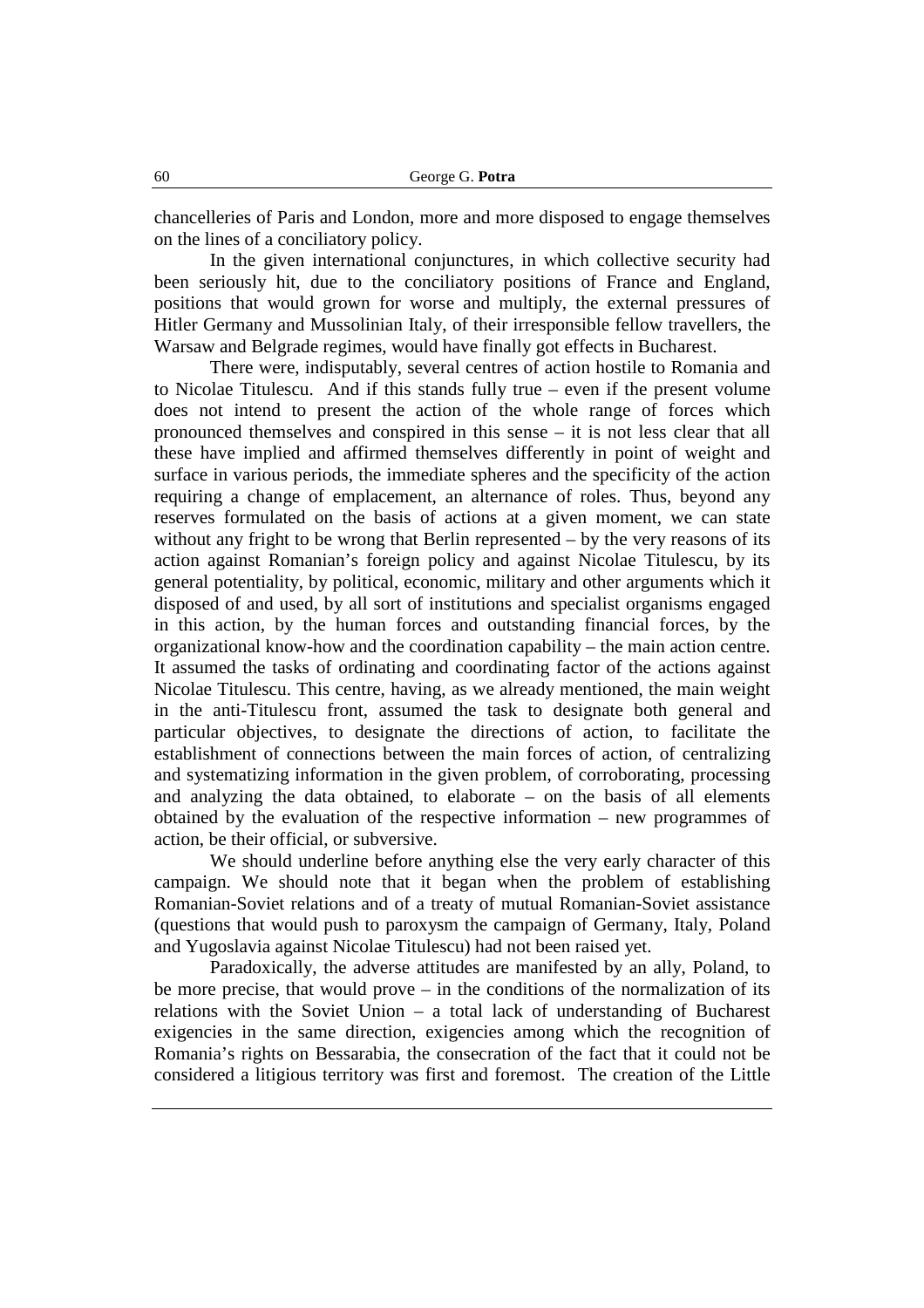chancelleries of Paris and London, more and more disposed to engage themselves on the lines of a conciliatory policy.

In the given international conjunctures, in which collective security had been seriously hit, due to the conciliatory positions of France and England, positions that would grown for worse and multiply, the external pressures of Hitler Germany and Mussolinian Italy, of their irresponsible fellow travellers, the Warsaw and Belgrade regimes, would have finally got effects in Bucharest.

There were, indisputably, several centres of action hostile to Romania and to Nicolae Titulescu. And if this stands fully true – even if the present volume does not intend to present the action of the whole range of forces which pronounced themselves and conspired in this sense – it is not less clear that all these have implied and affirmed themselves differently in point of weight and surface in various periods, the immediate spheres and the specificity of the action requiring a change of emplacement, an alternance of roles. Thus, beyond any reserves formulated on the basis of actions at a given moment, we can state without any fright to be wrong that Berlin represented – by the very reasons of its action against Romanian's foreign policy and against Nicolae Titulescu, by its general potentiality, by political, economic, military and other arguments which it disposed of and used, by all sort of institutions and specialist organisms engaged in this action, by the human forces and outstanding financial forces, by the organizational know-how and the coordination capability – the main action centre. It assumed the tasks of ordinating and coordinating factor of the actions against Nicolae Titulescu. This centre, having, as we already mentioned, the main weight in the anti-Titulescu front, assumed the task to designate both general and particular objectives, to designate the directions of action, to facilitate the establishment of connections between the main forces of action, of centralizing and systematizing information in the given problem, of corroborating, processing and analyzing the data obtained, to elaborate – on the basis of all elements obtained by the evaluation of the respective information – new programmes of action, be their official, or subversive.

We should underline before anything else the very early character of this campaign. We should note that it began when the problem of establishing Romanian-Soviet relations and of a treaty of mutual Romanian-Soviet assistance (questions that would push to paroxysm the campaign of Germany, Italy, Poland and Yugoslavia against Nicolae Titulescu) had not been raised yet.

Paradoxically, the adverse attitudes are manifested by an ally, Poland, to be more precise, that would prove – in the conditions of the normalization of its relations with the Soviet Union – a total lack of understanding of Bucharest exigencies in the same direction, exigencies among which the recognition of Romania's rights on Bessarabia, the consecration of the fact that it could not be considered a litigious territory was first and foremost. The creation of the Little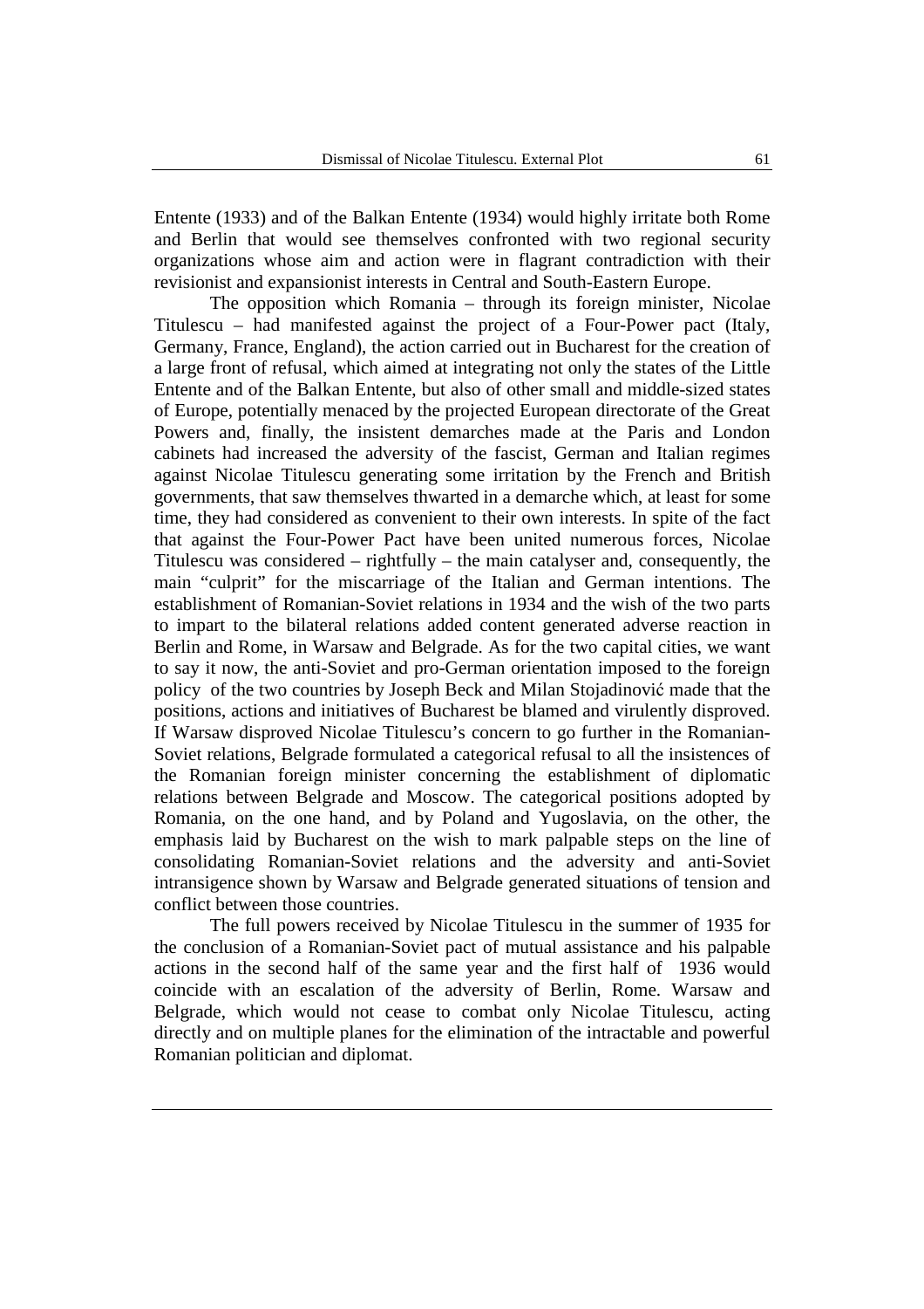Entente (1933) and of the Balkan Entente (1934) would highly irritate both Rome and Berlin that would see themselves confronted with two regional security organizations whose aim and action were in flagrant contradiction with their revisionist and expansionist interests in Central and South-Eastern Europe.

The opposition which Romania – through its foreign minister, Nicolae Titulescu – had manifested against the project of a Four-Power pact (Italy, Germany, France, England), the action carried out in Bucharest for the creation of a large front of refusal, which aimed at integrating not only the states of the Little Entente and of the Balkan Entente, but also of other small and middle-sized states of Europe, potentially menaced by the projected European directorate of the Great Powers and, finally, the insistent demarches made at the Paris and London cabinets had increased the adversity of the fascist, German and Italian regimes against Nicolae Titulescu generating some irritation by the French and British governments, that saw themselves thwarted in a demarche which, at least for some time, they had considered as convenient to their own interests. In spite of the fact that against the Four-Power Pact have been united numerous forces, Nicolae Titulescu was considered – rightfully – the main catalyser and, consequently, the main "culprit" for the miscarriage of the Italian and German intentions. The establishment of Romanian-Soviet relations in 1934 and the wish of the two parts to impart to the bilateral relations added content generated adverse reaction in Berlin and Rome, in Warsaw and Belgrade. As for the two capital cities, we want to say it now, the anti-Soviet and pro-German orientation imposed to the foreign policy of the two countries by Joseph Beck and Milan Stojadinović made that the positions, actions and initiatives of Bucharest be blamed and virulently disproved. If Warsaw disproved Nicolae Titulescu's concern to go further in the Romanian-Soviet relations, Belgrade formulated a categorical refusal to all the insistences of the Romanian foreign minister concerning the establishment of diplomatic relations between Belgrade and Moscow. The categorical positions adopted by Romania, on the one hand, and by Poland and Yugoslavia, on the other, the emphasis laid by Bucharest on the wish to mark palpable steps on the line of consolidating Romanian-Soviet relations and the adversity and anti-Soviet intransigence shown by Warsaw and Belgrade generated situations of tension and conflict between those countries.

The full powers received by Nicolae Titulescu in the summer of 1935 for the conclusion of a Romanian-Soviet pact of mutual assistance and his palpable actions in the second half of the same year and the first half of 1936 would coincide with an escalation of the adversity of Berlin, Rome. Warsaw and Belgrade, which would not cease to combat only Nicolae Titulescu, acting directly and on multiple planes for the elimination of the intractable and powerful Romanian politician and diplomat.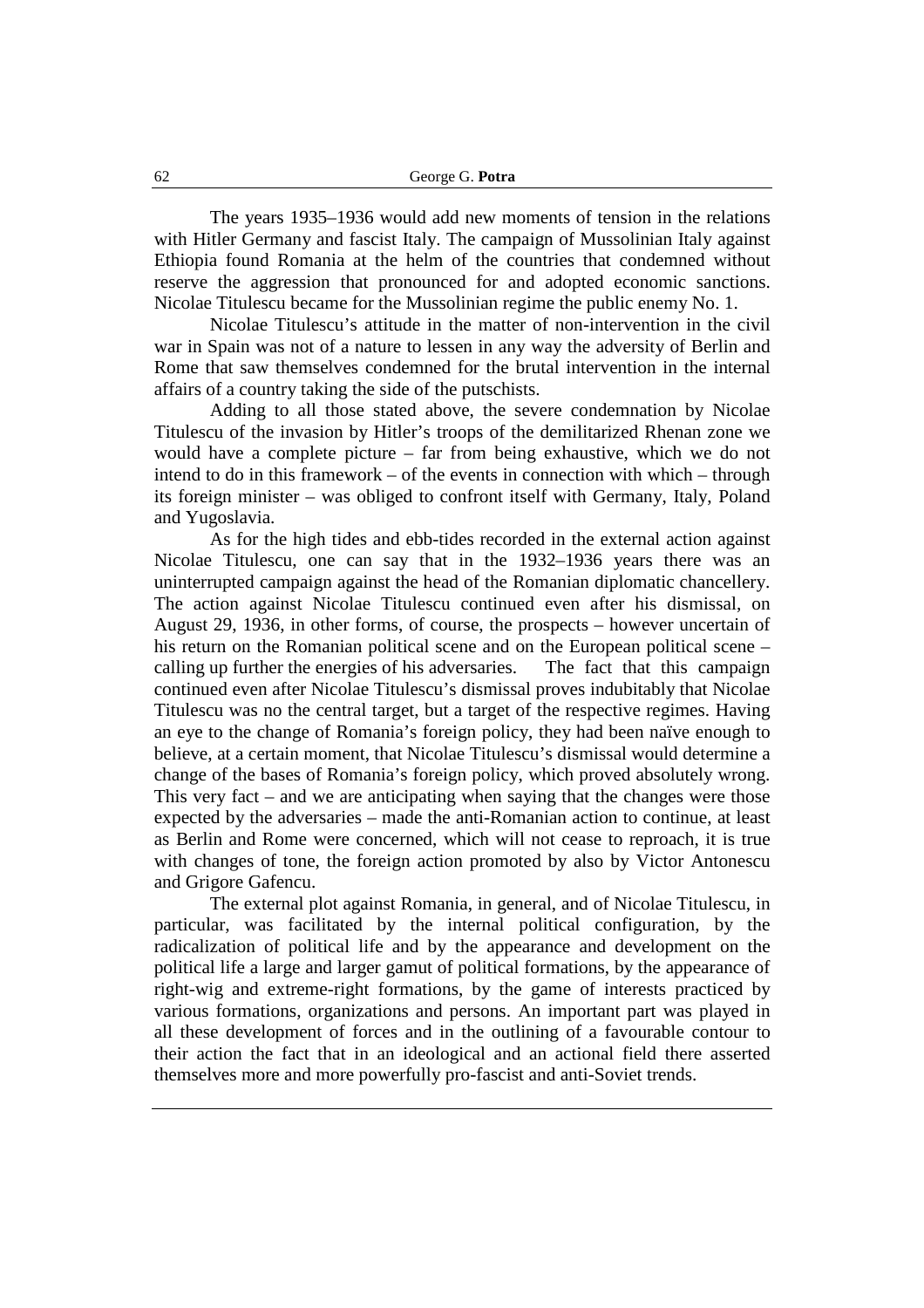The years 1935–1936 would add new moments of tension in the relations with Hitler Germany and fascist Italy. The campaign of Mussolinian Italy against Ethiopia found Romania at the helm of the countries that condemned without reserve the aggression that pronounced for and adopted economic sanctions. Nicolae Titulescu became for the Mussolinian regime the public enemy No. 1.

Nicolae Titulescu's attitude in the matter of non-intervention in the civil war in Spain was not of a nature to lessen in any way the adversity of Berlin and Rome that saw themselves condemned for the brutal intervention in the internal affairs of a country taking the side of the putschists.

Adding to all those stated above, the severe condemnation by Nicolae Titulescu of the invasion by Hitler's troops of the demilitarized Rhenan zone we would have a complete picture – far from being exhaustive, which we do not intend to do in this framework – of the events in connection with which – through its foreign minister – was obliged to confront itself with Germany, Italy, Poland and Yugoslavia.

As for the high tides and ebb-tides recorded in the external action against Nicolae Titulescu, one can say that in the 1932–1936 years there was an uninterrupted campaign against the head of the Romanian diplomatic chancellery. The action against Nicolae Titulescu continued even after his dismissal, on August 29, 1936, in other forms, of course, the prospects – however uncertain of his return on the Romanian political scene and on the European political scene – calling up further the energies of his adversaries. The fact that this campaign continued even after Nicolae Titulescu's dismissal proves indubitably that Nicolae Titulescu was no the central target, but a target of the respective regimes. Having an eye to the change of Romania's foreign policy, they had been naïve enough to believe, at a certain moment, that Nicolae Titulescu's dismissal would determine a change of the bases of Romania's foreign policy, which proved absolutely wrong. This very fact – and we are anticipating when saying that the changes were those expected by the adversaries – made the anti-Romanian action to continue, at least as Berlin and Rome were concerned, which will not cease to reproach, it is true with changes of tone, the foreign action promoted by also by Victor Antonescu and Grigore Gafencu.

The external plot against Romania, in general, and of Nicolae Titulescu, in particular, was facilitated by the internal political configuration, by the radicalization of political life and by the appearance and development on the political life a large and larger gamut of political formations, by the appearance of right-wig and extreme-right formations, by the game of interests practiced by various formations, organizations and persons. An important part was played in all these development of forces and in the outlining of a favourable contour to their action the fact that in an ideological and an actional field there asserted themselves more and more powerfully pro-fascist and anti-Soviet trends.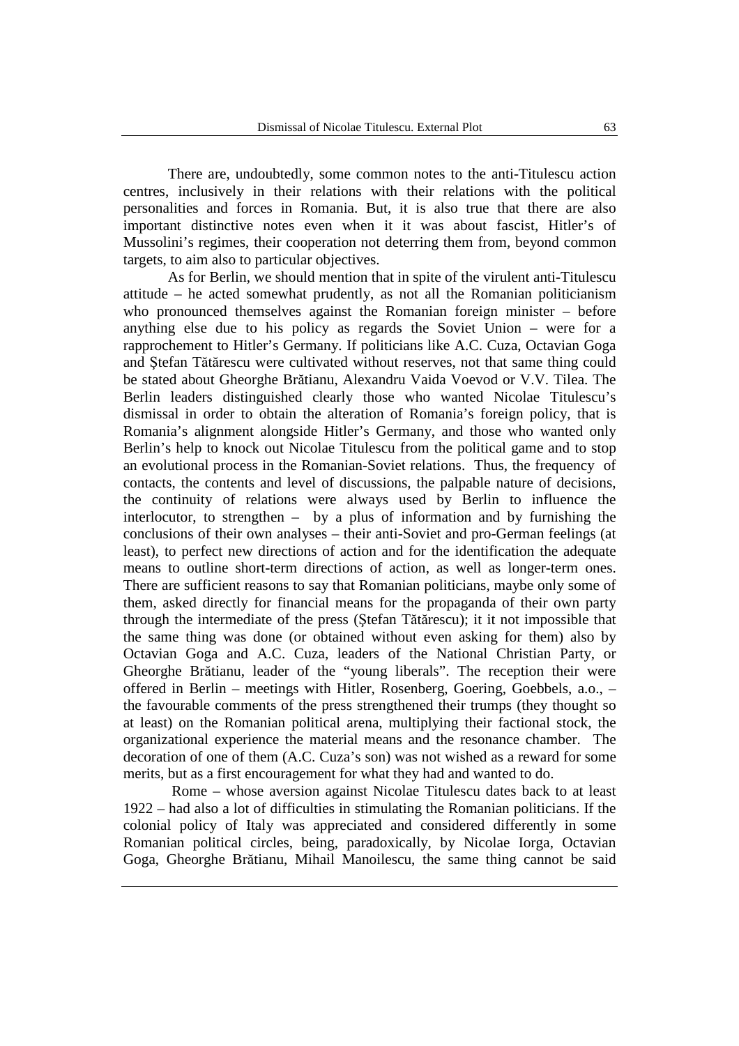There are, undoubtedly, some common notes to the anti-Titulescu action centres, inclusively in their relations with their relations with the political personalities and forces in Romania. But, it is also true that there are also important distinctive notes even when it it was about fascist, Hitler's of Mussolini's regimes, their cooperation not deterring them from, beyond common targets, to aim also to particular objectives.

As for Berlin, we should mention that in spite of the virulent anti-Titulescu attitude – he acted somewhat prudently, as not all the Romanian politicianism who pronounced themselves against the Romanian foreign minister – before anything else due to his policy as regards the Soviet Union – were for a rapprochement to Hitler's Germany. If politicians like A.C. Cuza, Octavian Goga and Ștefan Tătărescu were cultivated without reserves, not that same thing could be stated about Gheorghe Brătianu, Alexandru Vaida Voevod or V.V. Tilea. The Berlin leaders distinguished clearly those who wanted Nicolae Titulescu's dismissal in order to obtain the alteration of Romania's foreign policy, that is Romania's alignment alongside Hitler's Germany, and those who wanted only Berlin's help to knock out Nicolae Titulescu from the political game and to stop an evolutional process in the Romanian-Soviet relations. Thus, the frequency of contacts, the contents and level of discussions, the palpable nature of decisions, the continuity of relations were always used by Berlin to influence the interlocutor, to strengthen – by a plus of information and by furnishing the conclusions of their own analyses – their anti-Soviet and pro-German feelings (at least), to perfect new directions of action and for the identification the adequate means to outline short-term directions of action, as well as longer-term ones. There are sufficient reasons to say that Romanian politicians, maybe only some of them, asked directly for financial means for the propaganda of their own party through the intermediate of the press (Ștefan Tătărescu); it it not impossible that the same thing was done (or obtained without even asking for them) also by Octavian Goga and A.C. Cuza, leaders of the National Christian Party, or Gheorghe Brătianu, leader of the "young liberals". The reception their were offered in Berlin – meetings with Hitler, Rosenberg, Goering, Goebbels, a.o., – the favourable comments of the press strengthened their trumps (they thought so at least) on the Romanian political arena, multiplying their factional stock, the organizational experience the material means and the resonance chamber. The decoration of one of them (A.C. Cuza's son) was not wished as a reward for some merits, but as a first encouragement for what they had and wanted to do.

Rome – whose aversion against Nicolae Titulescu dates back to at least 1922 – had also a lot of difficulties in stimulating the Romanian politicians. If the colonial policy of Italy was appreciated and considered differently in some Romanian political circles, being, paradoxically, by Nicolae Iorga, Octavian Goga, Gheorghe Brătianu, Mihail Manoilescu, the same thing cannot be said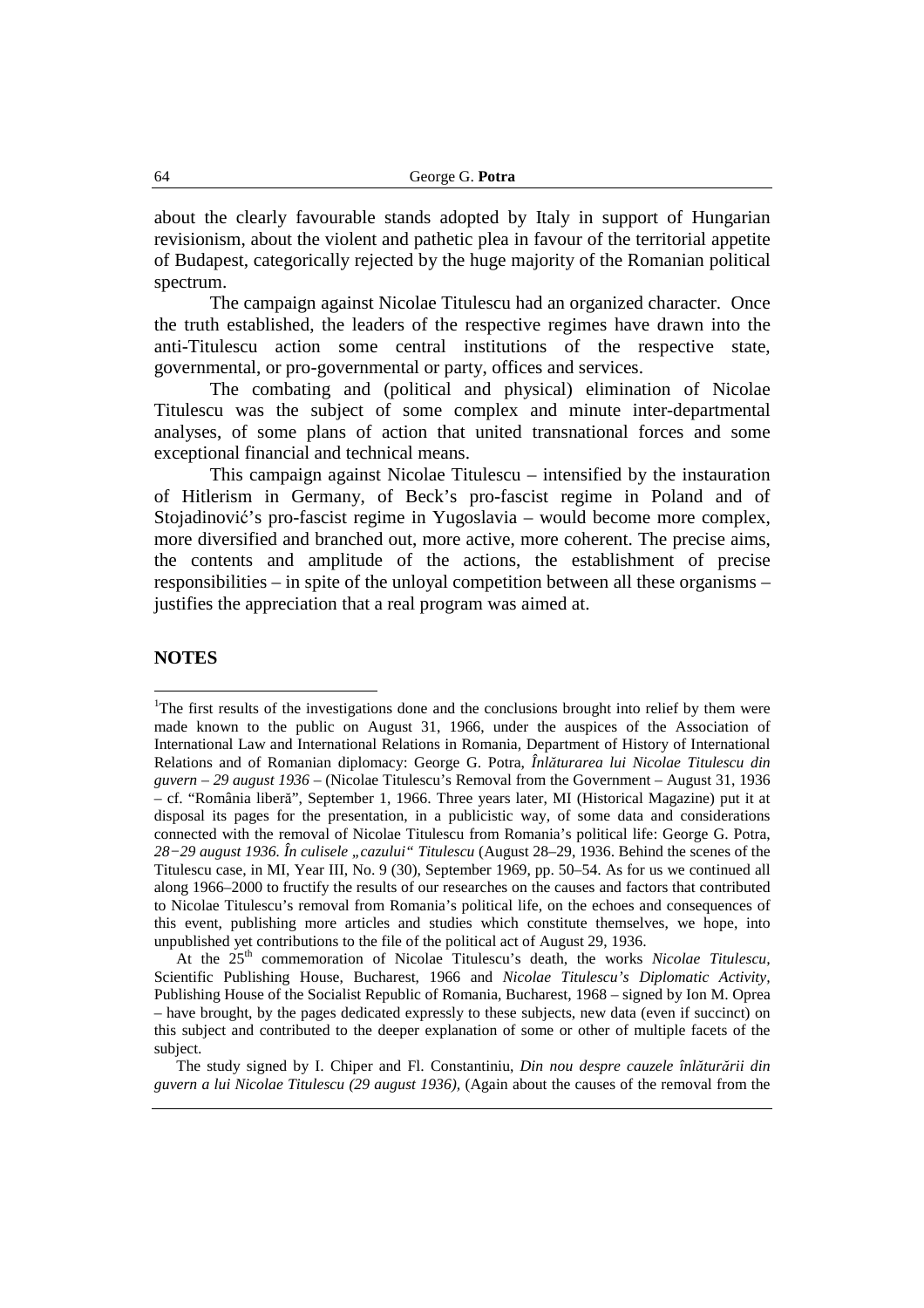about the clearly favourable stands adopted by Italy in support of Hungarian revisionism, about the violent and pathetic plea in favour of the territorial appetite of Budapest, categorically rejected by the huge majority of the Romanian political spectrum.

The campaign against Nicolae Titulescu had an organized character. Once the truth established, the leaders of the respective regimes have drawn into the anti-Titulescu action some central institutions of the respective state, governmental, or pro-governmental or party, offices and services.

The combating and (political and physical) elimination of Nicolae Titulescu was the subject of some complex and minute inter-departmental analyses, of some plans of action that united transnational forces and some exceptional financial and technical means.

This campaign against Nicolae Titulescu – intensified by the instauration of Hitlerism in Germany, of Beck's pro-fascist regime in Poland and of Stojadinović's pro-fascist regime in Yugoslavia – would become more complex, more diversified and branched out, more active, more coherent. The precise aims, the contents and amplitude of the actions, the establishment of precise responsibilities – in spite of the unloyal competition between all these organisms – justifies the appreciation that a real program was aimed at.

## NOTES

[1]The first results of the investigations done and the conclusions brought into relief by them were made known to the public on August 31, 1966, under the auspices of the Association of International Law and International Relations in Romania, Department of History of International Relations and of Romanian diplomacy: George G. Potra, *Înlăturarea lui Nicolae Titulescu din guvern – 29 august 1936* – (Nicolae Titulescu's Removal from the Government – August 31, 1936 – cf. "România liberă", September 1, 1966. Three years later, MI (Historical Magazine) put it at disposal its pages for the presentation, in a publicistic way, of some data and considerations connected with the removal of Nicolae Titulescu from Romania's political life: George G. Potra, *28−29 august 1936. În culisele „cazului" Titulescu* (August 28–29, 1936. Behind the scenes of the Titulescu case, in MI, Year III, No. 9 (30), September 1969, pp. 50–54. As for us we continued all along 1966–2000 to fructify the results of our researches on the causes and factors that contributed to Nicolae Titulescu's removal from Romania's political life, on the echoes and consequences of this event, publishing more articles and studies which constitute themselves, we hope, into unpublished yet contributions to the file of the political act of August 29, 1936.

At the 25th commemoration of Nicolae Titulescu's death, the works *Nicolae Titulescu*, Scientific Publishing House, Bucharest, 1966 and *Nicolae Titulescu's Diplomatic Activity*, Publishing House of the Socialist Republic of Romania, Bucharest, 1968 – signed by Ion M. Oprea – have brought, by the pages dedicated expressly to these subjects, new data (even if succinct) on this subject and contributed to the deeper explanation of some or other of multiple facets of the subject.

The study signed by I. Chiper and Fl. Constantiniu, *Din nou despre cauzele înlăturării din guvern a lui Nicolae Titulescu (29 august 1936)*, (Again about the causes of the removal from the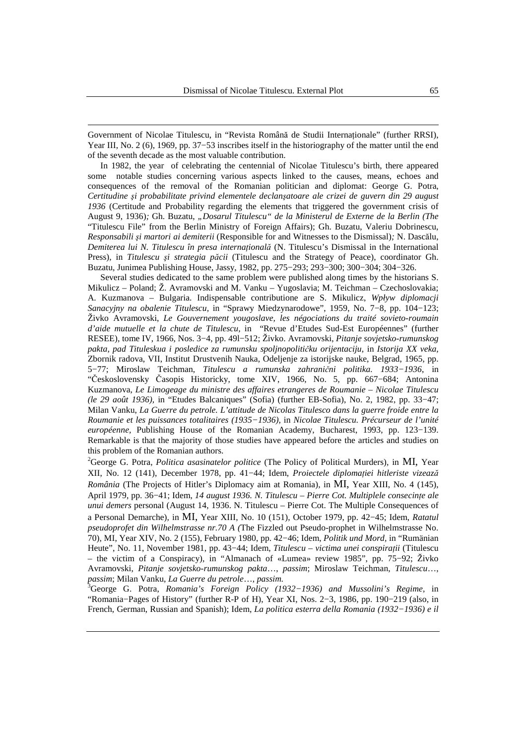Government of Nicolae Titulescu, in "Revista Română de Studii Internaţionale" (further RRSI), Year III, No. 2 (6), 1969, pp. 37−53 inscribes itself in the historiography of the matter until the end of the seventh decade as the most valuable contribution.

In 1982, the year of celebrating the centennial of Nicolae Titulescu's birth, there appeared some notable studies concerning various aspects linked to the causes, means, echoes and consequences of the removal of the Romanian politician and diplomat: George G. Potra, *Certitudine şi probabilitate privind elementele declanşatoare ale crizei de guvern din 29 august 1936* (Certitude and Probability regarding the elements that triggered the government crisis of August 9, 1936)*;* Gh. Buzatu, *„Dosarul Titulescu" de la Ministerul de Externe de la Berlin (The* "Titulescu File" from the Berlin Ministry of Foreign Affairs); Gh. Buzatu, Valeriu Dobrinescu, *Responsabili şi martori ai demiterii* (Responsible for and Witnesses to the Dismissal)*;* N. Dascălu, *Demiterea lui N. Titulescu în presa internaţională* (N. Titulescu's Dismissal in the International Press), in *Titulescu şi strategia păcii* (Titulescu and the Strategy of Peace), coordinator Gh. Buzatu, Junimea Publishing House, Jassy, 1982, pp. 275−293; 293−300; 300−304; 304−326.

Several studies dedicated to the same problem were published along times by the historians S. Mikulicz – Poland; Ž. Avramovski and M. Vanku – Yugoslavia; M. Teichman – Czechoslovakia; A. Kuzmanova – Bulgaria. Indispensable contributione are S. Mikulicz, *Wpływ diplomacji Sanacyjny na obalenie Titulescu,* in "Sprawy Miedzynarodowe", 1959, No. 7−8, pp. 104−123; Živko Avramovski, *Le Gouvernement yougoslave, les négociations du traité sovieto-roumain d'aide mutuelle et la chute de Titulescu,* in "Revue d'Etudes Sud-Est Européennes" (further RESEE), tome IV, 1966, Nos. 3−4, pp. 49l−512; Živko. Avramovski, *Pitanje sovjetsko-rumunskog pakta, pad Tituleskua i posledice za rumunsku spoljnopolitičku orijentaciju,* in *Istorija XX veka,* Zbornik radova, VII, Institut Drustvenih Nauka, Odeljenje za istorijske nauke, Belgrad, 1965, pp. 5−77; Miroslaw Teichman, *Titulescu a rumunska zahranični politika. 1933−1936*, in "Československy Časopis Historicky, tome XIV, 1966, No. 5, pp. 667−684; Antonina Kuzmanova, *Le Limogeage du ministre des affaires etrangeres de Roumanie – Nicolae Titulescu (le 29 août 1936),* in "Etudes Balcaniques" (Sofia) (further EB-Sofia), No. 2, 1982, pp. 33−47; Milan Vanku, *La Guerre du petrole. L'attitude de Nicolas Titulesco dans la guerre froide entre la Roumanie et les puissances totalitaires (1935−1936),* in *Nicolae Titulescu. Précurseur de l'unité européenne,* Publishing House of the Romanian Academy, Bucharest, 1993, pp. 123−139. Remarkable is that the majority of those studies have appeared before the articles and studies on this problem of the Romanian authors.

[2]George G. Potra, *Politica asasinatelor politice* (The Policy of Political Murders), in MI, Year XII, No. 12 (141), December 1978, pp. 41−44; Idem, *Proiectele diplomaţiei hitleriste vizează România* (The Projects of Hitler's Diplomacy aim at Romania), in MI, Year XIII, No. 4 (145), April 1979, pp. 36−41; Idem, *14 august 1936. N. Titulescu – Pierre Cot. Multiplele consecinţe ale unui demers* personal (August 14, 1936. N. Titulescu – Pierre Cot. The Multiple Consequences of a Personal Demarche), in MI, Year XIII, No. 10 (151), October 1979, pp. 42−45; Idem, *Ratatul pseudoprofet din Wilhelmstrasse nr.70 A (*The Fizzled out Pseudo-prophet in Wilhelmstrasse No. 70), MI, Year XIV, No. 2 (155), February 1980, pp. 42−46; Idem, *Politik und Mord,* in "Rumänian Heute", No. 11, November 1981, pp. 43−44; Idem, *Titulescu – victima unei conspiraţii* (Titulescu – the victim of a Conspiracy), in "Almanach of «Lumea» review 1985", pp. 75−92; Živko Avramovski, *Pitanje sovjetsko-rumunskog pakta*…, *passim*; Miroslaw Teichman, *Titulescu*…, *passim*; Milan Vanku, *La Guerre du petrole*…, *passim.*

[3]George G. Potra, *Romania's Foreign Policy (1932−1936) and Mussolini's Regime*, in "Romania−Pages of History" (further R-P of H), Year XI, Nos. 2−3, 1986, pp. 190−219 (also, in French, German, Russian and Spanish); Idem, *La politica esterra della Romania (1932−1936) e il*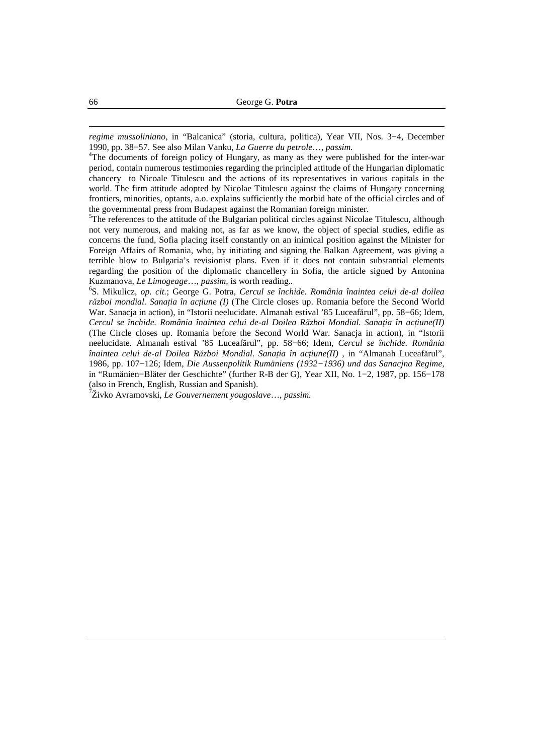*regime mussoliniano,* in "Balcanica" (storia, cultura, politica), Year VII, Nos. 3−4, December 1990, pp. 38−57. See also Milan Vanku, *La Guerre du petrole*…, *passim.*

[4]The documents of foreign policy of Hungary, as many as they were published for the inter-war period, contain numerous testimonies regarding the principled attitude of the Hungarian diplomatic chancery to Nicoale Titulescu and the actions of its representatives in various capitals in the world. The firm attitude adopted by Nicolae Titulescu against the claims of Hungary concerning frontiers, minorities, optants, a.o. explains sufficiently the morbid hate of the official circles and of the governmental press from Budapest against the Romanian foreign minister.

[5]The references to the attitude of the Bulgarian political circles against Nicolae Titulescu, although not very numerous, and making not, as far as we know, the object of special studies, edifie as concerns the fund, Sofia placing itself constantly on an inimical position against the Minister for Foreign Affairs of Romania, who, by initiating and signing the Balkan Agreement, was giving a terrible blow to Bulgaria's revisionist plans. Even if it does not contain substantial elements regarding the position of the diplomatic chancellery in Sofia, the article signed by Antonina Kuzmanova, *Le Limogeage*…, *passim,* is worth reading..

[6]S. Mikulicz, *op. cit.*; George G. Potra, *Cercul se închide. România înaintea celui de-al doilea război mondial. Sanația în acțiune (I)* (The Circle closes up. Romania before the Second World War. Sanacja in action), in "Istorii neelucidate. Almanah estival '85 Luceafărul", pp. 58−66; Idem, *Cercul se închide. România înaintea celui de-al Doilea Război Mondial. Sanația în acțiune(II)* (The Circle closes up. Romania before the Second World War. Sanacja in action), in "Istorii neelucidate. Almanah estival '85 Luceafărul", pp. 58−66; Idem, *Cercul se închide. România înaintea celui de-al Doilea Război Mondial. Sanația în acțiune(II)* , in "Almanah Luceafărul", 1986, pp. 107−126; Idem, *Die Aussenpolitik Rumäniens (1932−1936) und das Sanacjna Regime,* in "Rumänien−Bläter der Geschichte" (further R-B der G), Year XII, No. 1−2, 1987, pp. 156−178 (also in French, English, Russian and Spanish).

[7]Živko Avramovski, *Le Gouvernement yougoslave*…, *passim.*